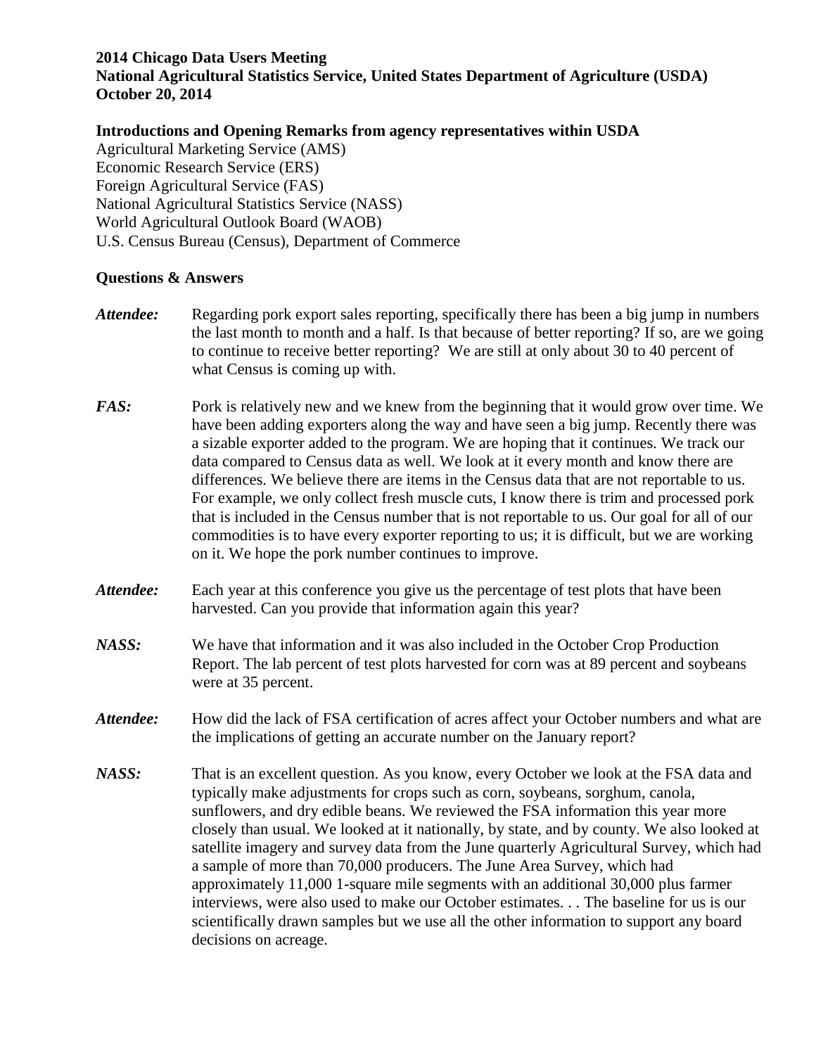**2014 Chicago Data Users Meeting**
**National Agricultural Statistics Service, United States Department of Agriculture (USDA)**
**October 20, 2014**

**Introductions and Opening Remarks from agency representatives within USDA**

Agricultural Marketing Service (AMS)
Economic Research Service (ERS)
Foreign Agricultural Service (FAS)
National Agricultural Statistics Service (NASS)
World Agricultural Outlook Board (WAOB)
U.S. Census Bureau (Census), Department of Commerce

**Questions & Answers**

***Attendee:*** Regarding pork export sales reporting, specifically there has been a big jump in numbers the last month to month and a half. Is that because of better reporting? If so, are we going to continue to receive better reporting? We are still at only about 30 to 40 percent of what Census is coming up with.

***FAS:*** Pork is relatively new and we knew from the beginning that it would grow over time. We have been adding exporters along the way and have seen a big jump. Recently there was a sizable exporter added to the program. We are hoping that it continues. We track our data compared to Census data as well. We look at it every month and know there are differences. We believe there are items in the Census data that are not reportable to us. For example, we only collect fresh muscle cuts, I know there is trim and processed pork that is included in the Census number that is not reportable to us. Our goal for all of our commodities is to have every exporter reporting to us; it is difficult, but we are working on it. We hope the pork number continues to improve.

***Attendee:*** Each year at this conference you give us the percentage of test plots that have been harvested. Can you provide that information again this year?

***NASS:*** We have that information and it was also included in the October Crop Production Report. The lab percent of test plots harvested for corn was at 89 percent and soybeans were at 35 percent.

***Attendee:*** How did the lack of FSA certification of acres affect your October numbers and what are the implications of getting an accurate number on the January report?

***NASS:*** That is an excellent question. As you know, every October we look at the FSA data and typically make adjustments for crops such as corn, soybeans, sorghum, canola, sunflowers, and dry edible beans. We reviewed the FSA information this year more closely than usual. We looked at it nationally, by state, and by county. We also looked at satellite imagery and survey data from the June quarterly Agricultural Survey, which had a sample of more than 70,000 producers. The June Area Survey, which had approximately 11,000 1-square mile segments with an additional 30,000 plus farmer interviews, were also used to make our October estimates. . . The baseline for us is our scientifically drawn samples but we use all the other information to support any board decisions on acreage.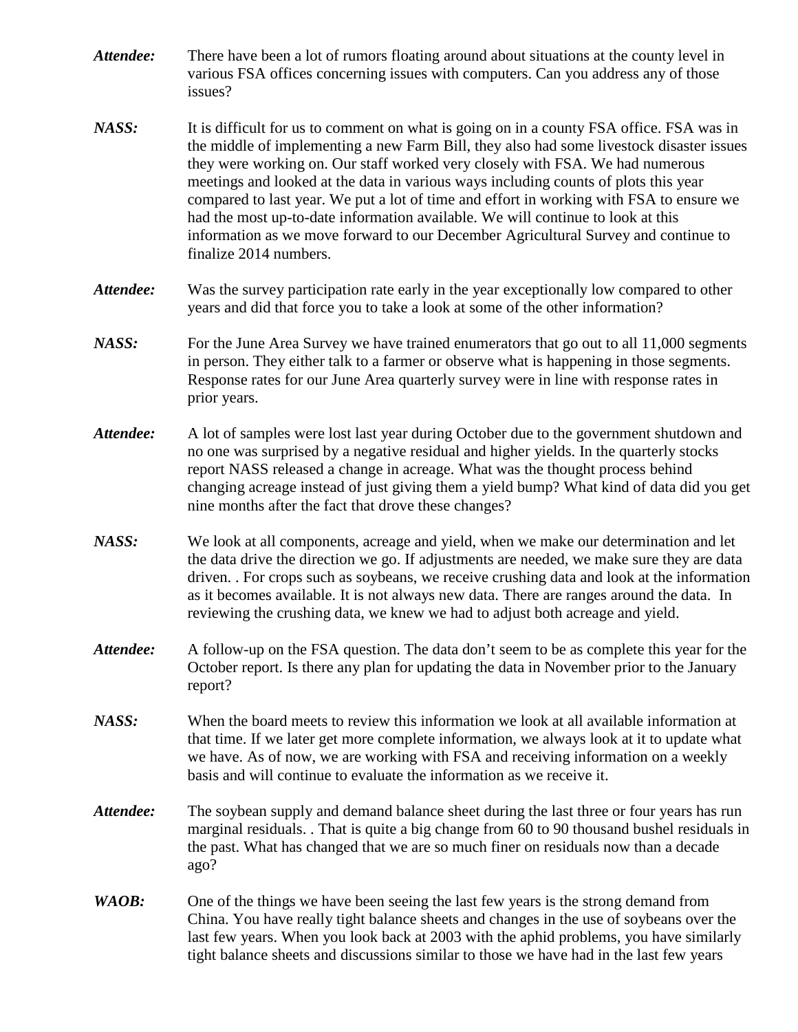***Attendee:*** There have been a lot of rumors floating around about situations at the county level in various FSA offices concerning issues with computers. Can you address any of those issues?

***NASS:*** It is difficult for us to comment on what is going on in a county FSA office. FSA was in the middle of implementing a new Farm Bill, they also had some livestock disaster issues they were working on. Our staff worked very closely with FSA. We had numerous meetings and looked at the data in various ways including counts of plots this year compared to last year. We put a lot of time and effort in working with FSA to ensure we had the most up-to-date information available. We will continue to look at this information as we move forward to our December Agricultural Survey and continue to finalize 2014 numbers.

***Attendee:*** Was the survey participation rate early in the year exceptionally low compared to other years and did that force you to take a look at some of the other information?

***NASS:*** For the June Area Survey we have trained enumerators that go out to all 11,000 segments in person. They either talk to a farmer or observe what is happening in those segments. Response rates for our June Area quarterly survey were in line with response rates in prior years.

***Attendee:*** A lot of samples were lost last year during October due to the government shutdown and no one was surprised by a negative residual and higher yields. In the quarterly stocks report NASS released a change in acreage. What was the thought process behind changing acreage instead of just giving them a yield bump? What kind of data did you get nine months after the fact that drove these changes?

***NASS:*** We look at all components, acreage and yield, when we make our determination and let the data drive the direction we go. If adjustments are needed, we make sure they are data driven. . For crops such as soybeans, we receive crushing data and look at the information as it becomes available. It is not always new data. There are ranges around the data. In reviewing the crushing data, we knew we had to adjust both acreage and yield.

***Attendee:*** A follow-up on the FSA question. The data don't seem to be as complete this year for the October report. Is there any plan for updating the data in November prior to the January report?

***NASS:*** When the board meets to review this information we look at all available information at that time. If we later get more complete information, we always look at it to update what we have. As of now, we are working with FSA and receiving information on a weekly basis and will continue to evaluate the information as we receive it.

***Attendee:*** The soybean supply and demand balance sheet during the last three or four years has run marginal residuals. . That is quite a big change from 60 to 90 thousand bushel residuals in the past. What has changed that we are so much finer on residuals now than a decade ago?

***WAOB:*** One of the things we have been seeing the last few years is the strong demand from China. You have really tight balance sheets and changes in the use of soybeans over the last few years. When you look back at 2003 with the aphid problems, you have similarly tight balance sheets and discussions similar to those we have had in the last few years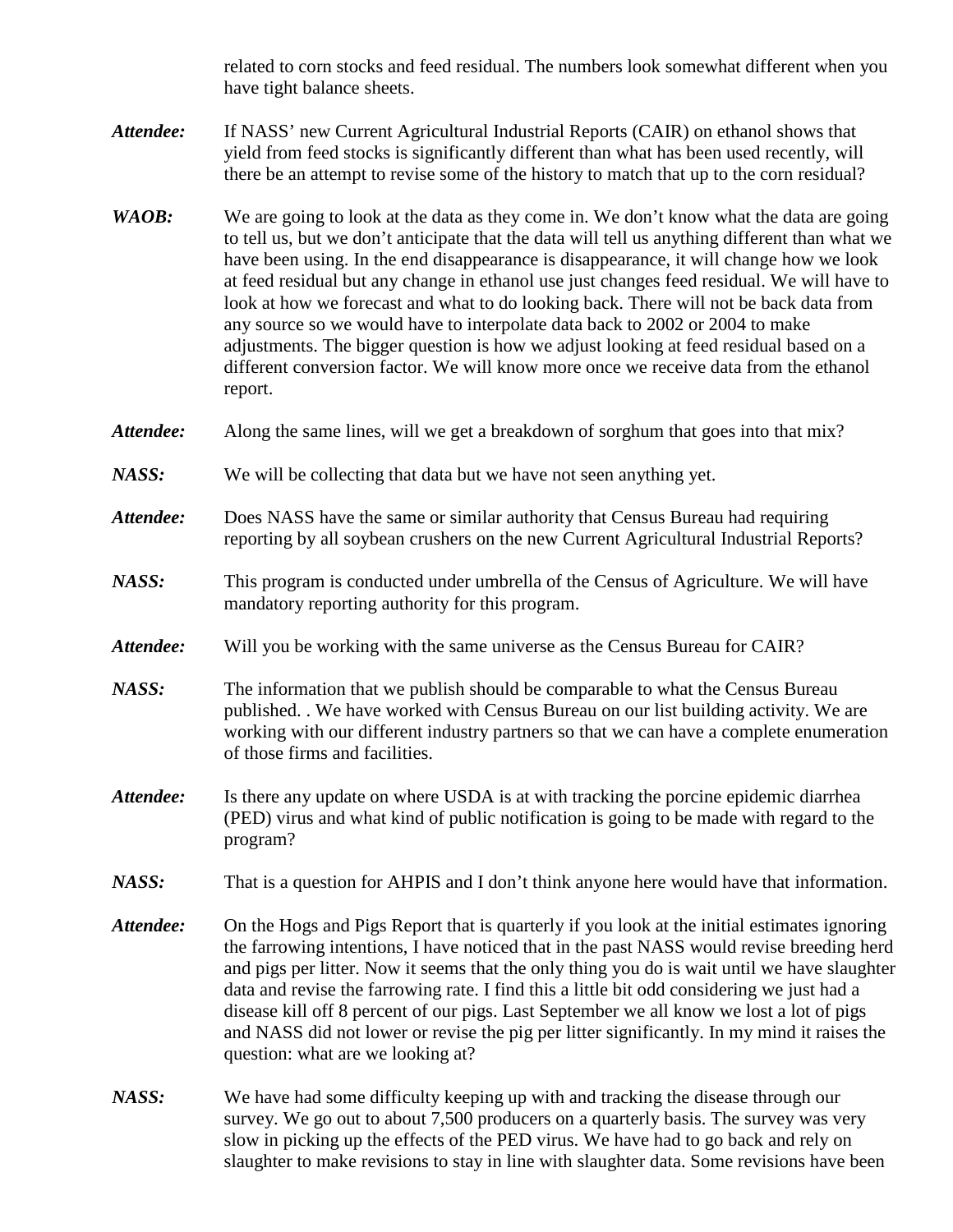related to corn stocks and feed residual. The numbers look somewhat different when you have tight balance sheets.

***Attendee:*** If NASS' new Current Agricultural Industrial Reports (CAIR) on ethanol shows that yield from feed stocks is significantly different than what has been used recently, will there be an attempt to revise some of the history to match that up to the corn residual?

***WAOB:*** We are going to look at the data as they come in. We don't know what the data are going to tell us, but we don't anticipate that the data will tell us anything different than what we have been using. In the end disappearance is disappearance, it will change how we look at feed residual but any change in ethanol use just changes feed residual. We will have to look at how we forecast and what to do looking back. There will not be back data from any source so we would have to interpolate data back to 2002 or 2004 to make adjustments. The bigger question is how we adjust looking at feed residual based on a different conversion factor. We will know more once we receive data from the ethanol report.

***Attendee:*** Along the same lines, will we get a breakdown of sorghum that goes into that mix?

***NASS:*** We will be collecting that data but we have not seen anything yet.

***Attendee:*** Does NASS have the same or similar authority that Census Bureau had requiring reporting by all soybean crushers on the new Current Agricultural Industrial Reports?

***NASS:*** This program is conducted under umbrella of the Census of Agriculture. We will have mandatory reporting authority for this program.

***Attendee:*** Will you be working with the same universe as the Census Bureau for CAIR?

***NASS:*** The information that we publish should be comparable to what the Census Bureau published. . We have worked with Census Bureau on our list building activity. We are working with our different industry partners so that we can have a complete enumeration of those firms and facilities.

***Attendee:*** Is there any update on where USDA is at with tracking the porcine epidemic diarrhea (PED) virus and what kind of public notification is going to be made with regard to the program?

***NASS:*** That is a question for AHPIS and I don't think anyone here would have that information.

***Attendee:*** On the Hogs and Pigs Report that is quarterly if you look at the initial estimates ignoring the farrowing intentions, I have noticed that in the past NASS would revise breeding herd and pigs per litter. Now it seems that the only thing you do is wait until we have slaughter data and revise the farrowing rate. I find this a little bit odd considering we just had a disease kill off 8 percent of our pigs. Last September we all know we lost a lot of pigs and NASS did not lower or revise the pig per litter significantly. In my mind it raises the question: what are we looking at?

***NASS:*** We have had some difficulty keeping up with and tracking the disease through our survey. We go out to about 7,500 producers on a quarterly basis. The survey was very slow in picking up the effects of the PED virus. We have had to go back and rely on slaughter to make revisions to stay in line with slaughter data. Some revisions have been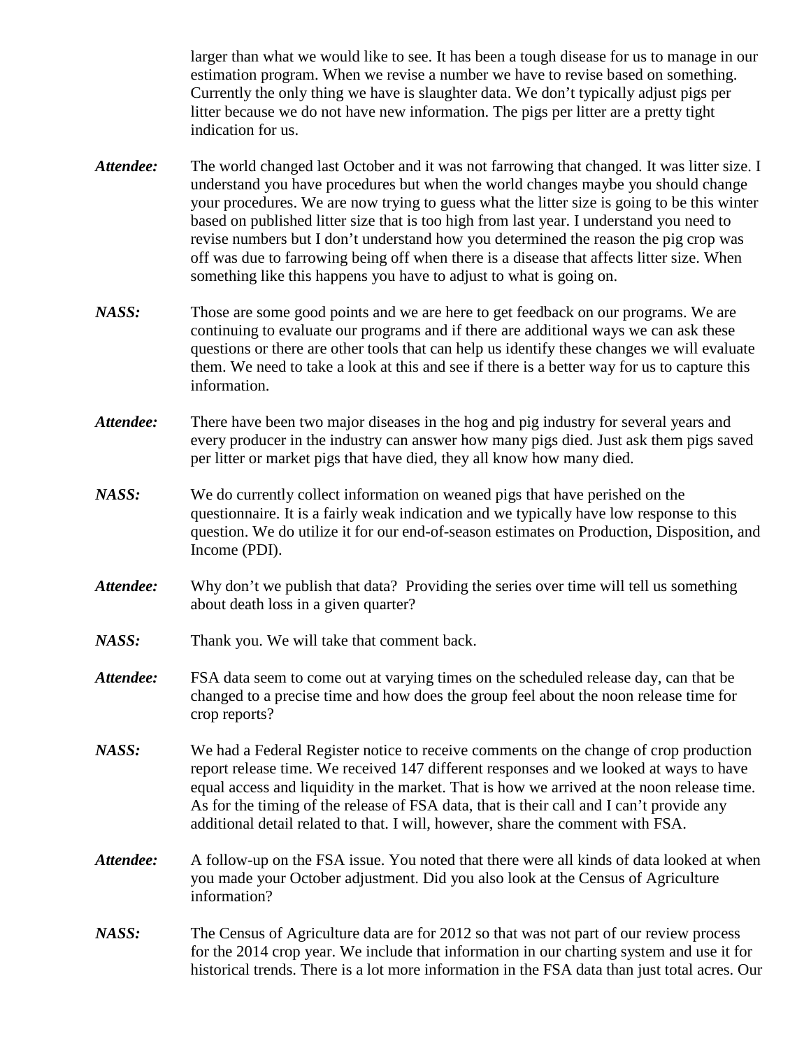larger than what we would like to see. It has been a tough disease for us to manage in our estimation program. When we revise a number we have to revise based on something. Currently the only thing we have is slaughter data. We don't typically adjust pigs per litter because we do not have new information. The pigs per litter are a pretty tight indication for us.

***Attendee:*** The world changed last October and it was not farrowing that changed. It was litter size. I understand you have procedures but when the world changes maybe you should change your procedures. We are now trying to guess what the litter size is going to be this winter based on published litter size that is too high from last year. I understand you need to revise numbers but I don't understand how you determined the reason the pig crop was off was due to farrowing being off when there is a disease that affects litter size. When something like this happens you have to adjust to what is going on.

***NASS:*** Those are some good points and we are here to get feedback on our programs. We are continuing to evaluate our programs and if there are additional ways we can ask these questions or there are other tools that can help us identify these changes we will evaluate them. We need to take a look at this and see if there is a better way for us to capture this information.

***Attendee:*** There have been two major diseases in the hog and pig industry for several years and every producer in the industry can answer how many pigs died. Just ask them pigs saved per litter or market pigs that have died, they all know how many died.

***NASS:*** We do currently collect information on weaned pigs that have perished on the questionnaire. It is a fairly weak indication and we typically have low response to this question. We do utilize it for our end-of-season estimates on Production, Disposition, and Income (PDI).

***Attendee:*** Why don't we publish that data? Providing the series over time will tell us something about death loss in a given quarter?

***NASS:*** Thank you. We will take that comment back.

***Attendee:*** FSA data seem to come out at varying times on the scheduled release day, can that be changed to a precise time and how does the group feel about the noon release time for crop reports?

***NASS:*** We had a Federal Register notice to receive comments on the change of crop production report release time. We received 147 different responses and we looked at ways to have equal access and liquidity in the market. That is how we arrived at the noon release time. As for the timing of the release of FSA data, that is their call and I can't provide any additional detail related to that. I will, however, share the comment with FSA.

***Attendee:*** A follow-up on the FSA issue. You noted that there were all kinds of data looked at when you made your October adjustment. Did you also look at the Census of Agriculture information?

***NASS:*** The Census of Agriculture data are for 2012 so that was not part of our review process for the 2014 crop year. We include that information in our charting system and use it for historical trends. There is a lot more information in the FSA data than just total acres. Our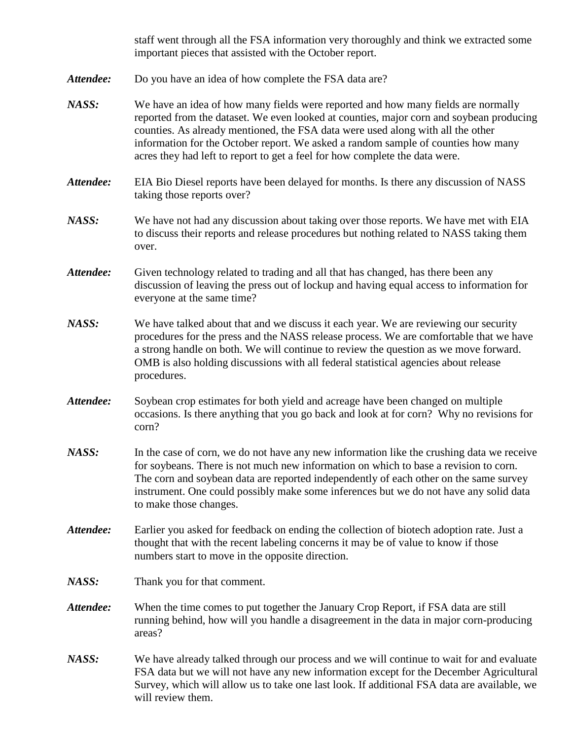staff went through all the FSA information very thoroughly and think we extracted some important pieces that assisted with the October report.

***Attendee:*** Do you have an idea of how complete the FSA data are?

***NASS:*** We have an idea of how many fields were reported and how many fields are normally reported from the dataset. We even looked at counties, major corn and soybean producing counties. As already mentioned, the FSA data were used along with all the other information for the October report. We asked a random sample of counties how many acres they had left to report to get a feel for how complete the data were.

***Attendee:*** EIA Bio Diesel reports have been delayed for months. Is there any discussion of NASS taking those reports over?

***NASS:*** We have not had any discussion about taking over those reports. We have met with EIA to discuss their reports and release procedures but nothing related to NASS taking them over.

***Attendee:*** Given technology related to trading and all that has changed, has there been any discussion of leaving the press out of lockup and having equal access to information for everyone at the same time?

***NASS:*** We have talked about that and we discuss it each year. We are reviewing our security procedures for the press and the NASS release process. We are comfortable that we have a strong handle on both. We will continue to review the question as we move forward. OMB is also holding discussions with all federal statistical agencies about release procedures.

***Attendee:*** Soybean crop estimates for both yield and acreage have been changed on multiple occasions. Is there anything that you go back and look at for corn? Why no revisions for corn?

***NASS:*** In the case of corn, we do not have any new information like the crushing data we receive for soybeans. There is not much new information on which to base a revision to corn. The corn and soybean data are reported independently of each other on the same survey instrument. One could possibly make some inferences but we do not have any solid data to make those changes.

***Attendee:*** Earlier you asked for feedback on ending the collection of biotech adoption rate. Just a thought that with the recent labeling concerns it may be of value to know if those numbers start to move in the opposite direction.

***NASS:*** Thank you for that comment.

***Attendee:*** When the time comes to put together the January Crop Report, if FSA data are still running behind, how will you handle a disagreement in the data in major corn-producing areas?

***NASS:*** We have already talked through our process and we will continue to wait for and evaluate FSA data but we will not have any new information except for the December Agricultural Survey, which will allow us to take one last look. If additional FSA data are available, we will review them.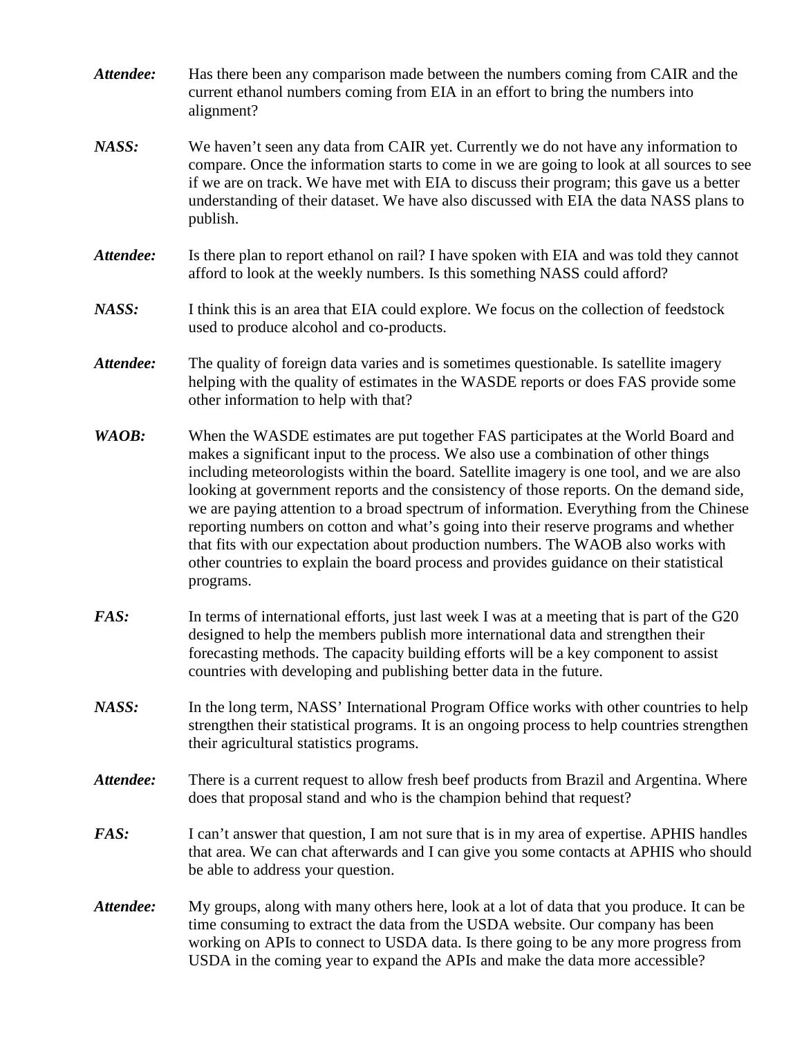***Attendee:*** Has there been any comparison made between the numbers coming from CAIR and the current ethanol numbers coming from EIA in an effort to bring the numbers into alignment?

***NASS:*** We haven't seen any data from CAIR yet. Currently we do not have any information to compare. Once the information starts to come in we are going to look at all sources to see if we are on track. We have met with EIA to discuss their program; this gave us a better understanding of their dataset. We have also discussed with EIA the data NASS plans to publish.

***Attendee:*** Is there plan to report ethanol on rail? I have spoken with EIA and was told they cannot afford to look at the weekly numbers. Is this something NASS could afford?

***NASS:*** I think this is an area that EIA could explore. We focus on the collection of feedstock used to produce alcohol and co-products.

***Attendee:*** The quality of foreign data varies and is sometimes questionable. Is satellite imagery helping with the quality of estimates in the WASDE reports or does FAS provide some other information to help with that?

***WAOB:*** When the WASDE estimates are put together FAS participates at the World Board and makes a significant input to the process. We also use a combination of other things including meteorologists within the board. Satellite imagery is one tool, and we are also looking at government reports and the consistency of those reports. On the demand side, we are paying attention to a broad spectrum of information. Everything from the Chinese reporting numbers on cotton and what's going into their reserve programs and whether that fits with our expectation about production numbers. The WAOB also works with other countries to explain the board process and provides guidance on their statistical programs.

***FAS:*** In terms of international efforts, just last week I was at a meeting that is part of the G20 designed to help the members publish more international data and strengthen their forecasting methods. The capacity building efforts will be a key component to assist countries with developing and publishing better data in the future.

***NASS:*** In the long term, NASS' International Program Office works with other countries to help strengthen their statistical programs. It is an ongoing process to help countries strengthen their agricultural statistics programs.

***Attendee:*** There is a current request to allow fresh beef products from Brazil and Argentina. Where does that proposal stand and who is the champion behind that request?

***FAS:*** I can't answer that question, I am not sure that is in my area of expertise. APHIS handles that area. We can chat afterwards and I can give you some contacts at APHIS who should be able to address your question.

***Attendee:*** My groups, along with many others here, look at a lot of data that you produce. It can be time consuming to extract the data from the USDA website. Our company has been working on APIs to connect to USDA data. Is there going to be any more progress from USDA in the coming year to expand the APIs and make the data more accessible?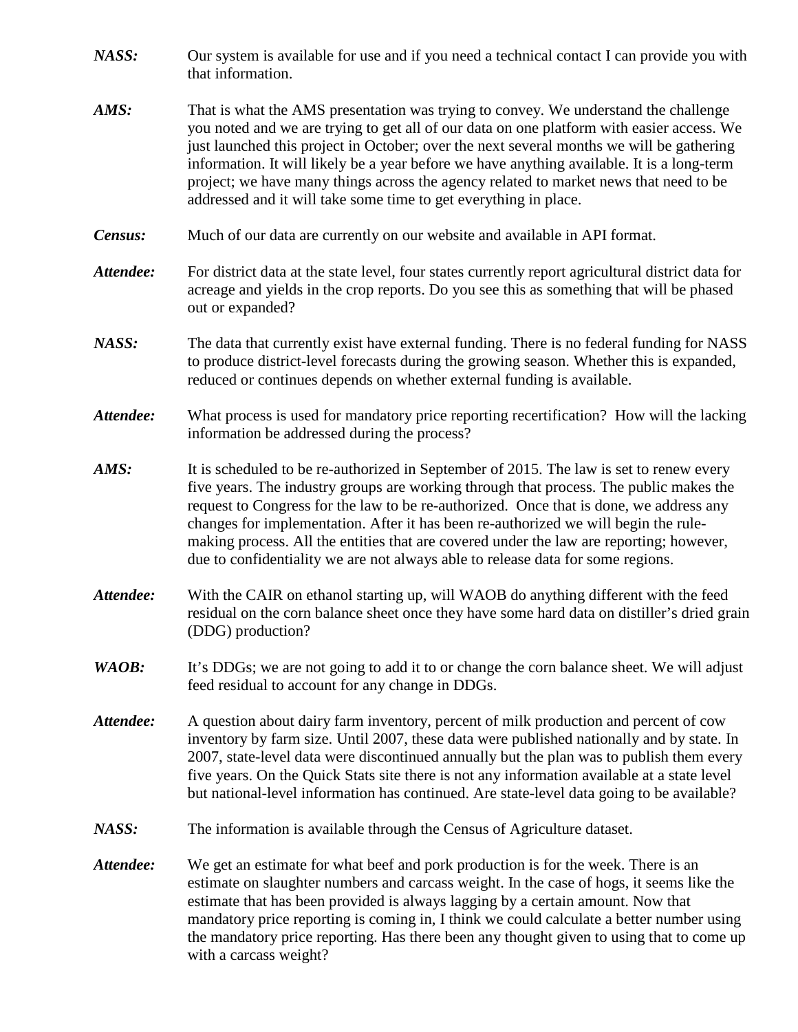***NASS:*** Our system is available for use and if you need a technical contact I can provide you with that information.

***AMS:*** That is what the AMS presentation was trying to convey. We understand the challenge you noted and we are trying to get all of our data on one platform with easier access. We just launched this project in October; over the next several months we will be gathering information. It will likely be a year before we have anything available. It is a long-term project; we have many things across the agency related to market news that need to be addressed and it will take some time to get everything in place.

***Census:*** Much of our data are currently on our website and available in API format.

***Attendee:*** For district data at the state level, four states currently report agricultural district data for acreage and yields in the crop reports. Do you see this as something that will be phased out or expanded?

***NASS:*** The data that currently exist have external funding. There is no federal funding for NASS to produce district-level forecasts during the growing season. Whether this is expanded, reduced or continues depends on whether external funding is available.

***Attendee:*** What process is used for mandatory price reporting recertification? How will the lacking information be addressed during the process?

***AMS:*** It is scheduled to be re-authorized in September of 2015. The law is set to renew every five years. The industry groups are working through that process. The public makes the request to Congress for the law to be re-authorized. Once that is done, we address any changes for implementation. After it has been re-authorized we will begin the rule-making process. All the entities that are covered under the law are reporting; however, due to confidentiality we are not always able to release data for some regions.

***Attendee:*** With the CAIR on ethanol starting up, will WAOB do anything different with the feed residual on the corn balance sheet once they have some hard data on distiller's dried grain (DDG) production?

***WAOB:*** It's DDGs; we are not going to add it to or change the corn balance sheet. We will adjust feed residual to account for any change in DDGs.

***Attendee:*** A question about dairy farm inventory, percent of milk production and percent of cow inventory by farm size. Until 2007, these data were published nationally and by state. In 2007, state-level data were discontinued annually but the plan was to publish them every five years. On the Quick Stats site there is not any information available at a state level but national-level information has continued. Are state-level data going to be available?

***NASS:*** The information is available through the Census of Agriculture dataset.

***Attendee:*** We get an estimate for what beef and pork production is for the week. There is an estimate on slaughter numbers and carcass weight. In the case of hogs, it seems like the estimate that has been provided is always lagging by a certain amount. Now that mandatory price reporting is coming in, I think we could calculate a better number using the mandatory price reporting. Has there been any thought given to using that to come up with a carcass weight?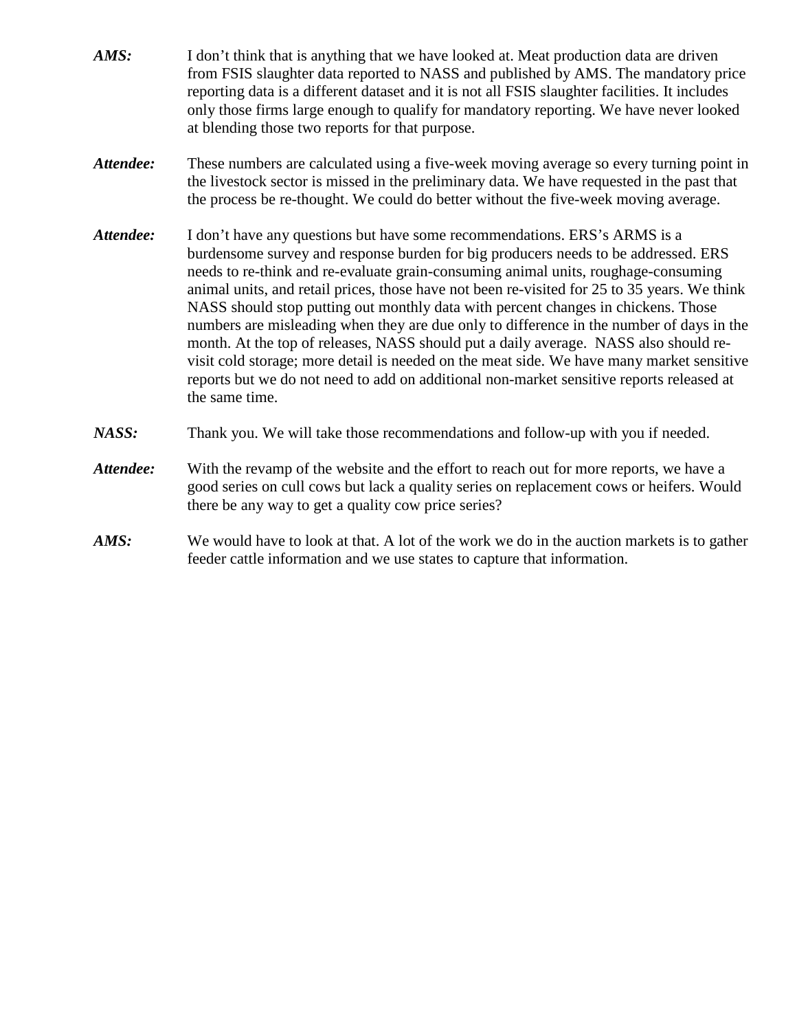***AMS:*** I don't think that is anything that we have looked at. Meat production data are driven from FSIS slaughter data reported to NASS and published by AMS. The mandatory price reporting data is a different dataset and it is not all FSIS slaughter facilities. It includes only those firms large enough to qualify for mandatory reporting. We have never looked at blending those two reports for that purpose.

***Attendee:*** These numbers are calculated using a five-week moving average so every turning point in the livestock sector is missed in the preliminary data. We have requested in the past that the process be re-thought. We could do better without the five-week moving average.

***Attendee:*** I don't have any questions but have some recommendations. ERS's ARMS is a burdensome survey and response burden for big producers needs to be addressed. ERS needs to re-think and re-evaluate grain-consuming animal units, roughage-consuming animal units, and retail prices, those have not been re-visited for 25 to 35 years. We think NASS should stop putting out monthly data with percent changes in chickens. Those numbers are misleading when they are due only to difference in the number of days in the month. At the top of releases, NASS should put a daily average. NASS also should re-visit cold storage; more detail is needed on the meat side. We have many market sensitive reports but we do not need to add on additional non-market sensitive reports released at the same time.

***NASS:*** Thank you. We will take those recommendations and follow-up with you if needed.

***Attendee:*** With the revamp of the website and the effort to reach out for more reports, we have a good series on cull cows but lack a quality series on replacement cows or heifers. Would there be any way to get a quality cow price series?

***AMS:*** We would have to look at that. A lot of the work we do in the auction markets is to gather feeder cattle information and we use states to capture that information.